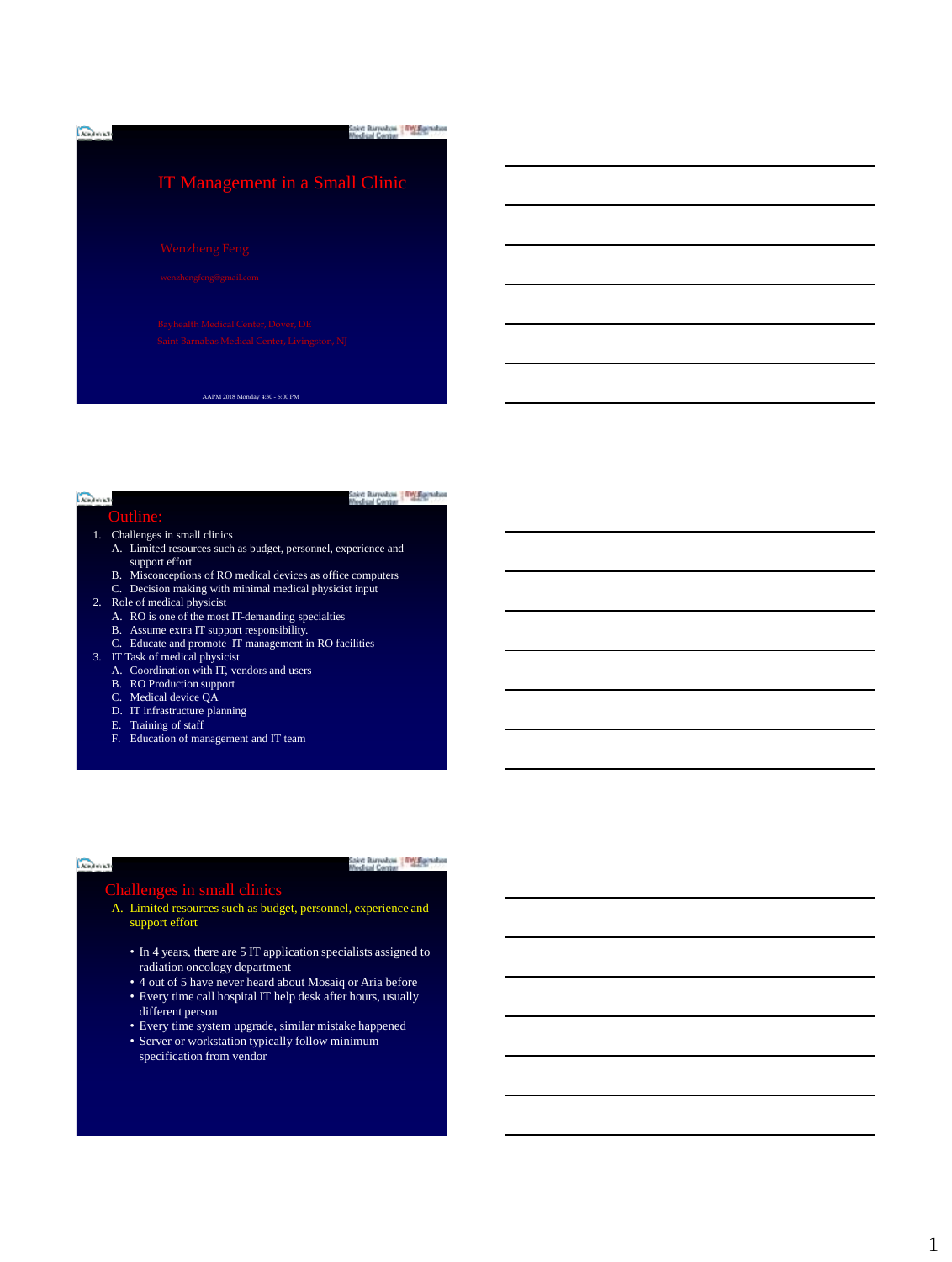# IT Management in a Small Clinic

Wenzheng Feng

wenzhengfeng@gmail.com

Bayhealth Medical Center, Dover, DE

Saint Barnabas Medical Center, Livingston, NJ

AAPM 2018 Monday 4:30 - 6:00 PM

## Outline:

1. Challenges in small clinics
   - A. Limited resources such as budget, personnel, experience and support effort
   - B. Misconceptions of RO medical devices as office computers
   - C. Decision making with minimal medical physicist input
2. Role of medical physicist
   - A. RO is one of the most IT-demanding specialties
   - B. Assume extra IT support responsibility.
   - C. Educate and promote IT management in RO facilities
3. IT Task of medical physicist
   - A. Coordination with IT, vendors and users
   - B. RO Production support
   - C. Medical device QA
   - D. IT infrastructure planning
   - E. Training of staff
   - F. Education of management and IT team

## Challenges in small clinics

A. Limited resources such as budget, personnel, experience and support effort

- In 4 years, there are 5 IT application specialists assigned to radiation oncology department
- 4 out of 5 have never heard about Mosaiq or Aria before
- Every time call hospital IT help desk after hours, usually different person
- Every time system upgrade, similar mistake happened
- Server or workstation typically follow minimum specification from vendor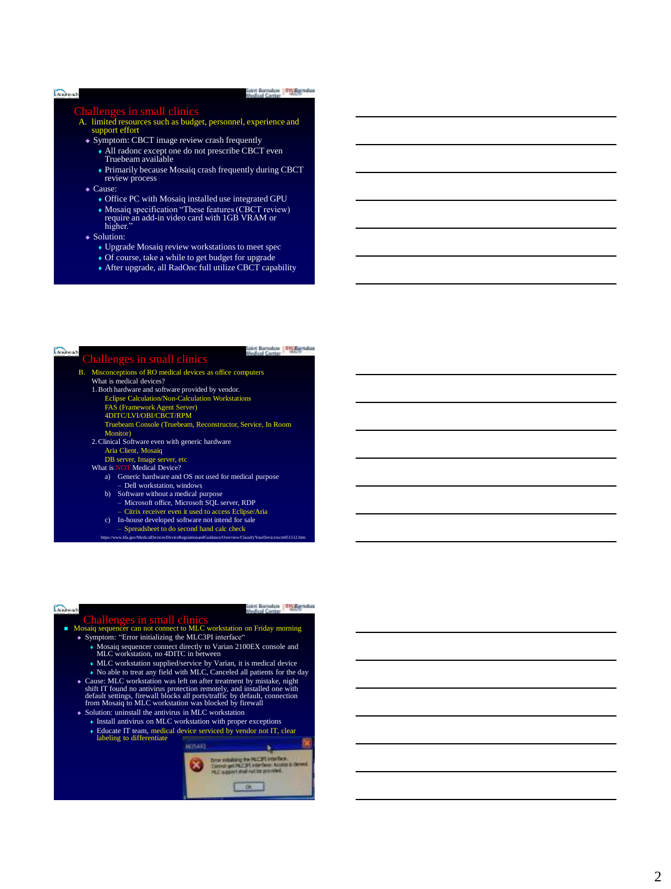## Challenges in small clinics

A. limited resources such as budget, personnel, experience and support effort

- Symptom: CBCT image review crash frequently
  - All radonc except one do not prescribe CBCT even Truebeam available
  - Primarily because Mosaiq crash frequently during CBCT review process
- Cause:
  - Office PC with Mosaiq installed use integrated GPU
  - Mosaiq specification "These features (CBCT review) require an add-in video card with 1GB VRAM or higher."
- Solution:
  - Upgrade Mosaiq review workstations to meet spec
  - Of course, take a while to get budget for upgrade
  - After upgrade, all RadOnc full utilize CBCT capability

## Challenges in small clinics

B. Misconceptions of RO medical devices as office computers

What is medical devices?

1. Both hardware and software provided by vendor.
   - Eclipse Calculation/Non-Calculation Workstations
   - FAS (Framework Agent Server)
   - 4DITC/LVI/OBI/CBCT/RPM
   - Truebeam Console (Truebeam, Reconstructor, Service, In Room Monitor)
2. Clinical Software even with generic hardware
   - Aria Client, Mosaiq
   - DB server, Image server, etc

What is NOT Medical Device?

a) Generic hardware and OS not used for medical purpose
   - Dell workstation, windows

b) Software without a medical purpose
   - Microsoft office, Microsoft SQL server, RDP
   - Citrix receiver even it used to access Eclipse/Aria

c) In-house developed software not intend for sale
   - Spreadsheet to do second hand calc check

https://www.fda.gov/MedicalDevices/DeviceRegulationandGuidance/Overview/ClassifyYourDevice/ucm051512.htm

## Challenges in small clinics

- Mosaiq sequencer can not connect to MLC workstation on Friday morning
  - Symptom: "Error initializing the MLC3PI interface"
    - Mosaiq sequencer connect directly to Varian 2100EX console and MLC workstation, no 4DITC in between
    - MLC workstation supplied/service by Varian, it is medical device
    - No able to treat any field with MLC, Canceled all patients for the day
  - Cause: MLC workstation was left on after treatment by mistake, night shift IT found no antivirus protection remotely, and installed one with default settings, firewall blocks all ports/traffic by default, connection from Mosaiq to MLC workstation was blocked by firewall
  - Solution: uninstall the antivirus in MLC workstation
    - Install antivirus on MLC workstation with proper exceptions
    - Educate IT team, medical device serviced by vendor not IT, clear labeling to differentiate

MOSAIQ

Error initializing the MLC3PI interface.
Cannot get MLC3PI interface: Access is denied.
MLC support shall not be provided.

OK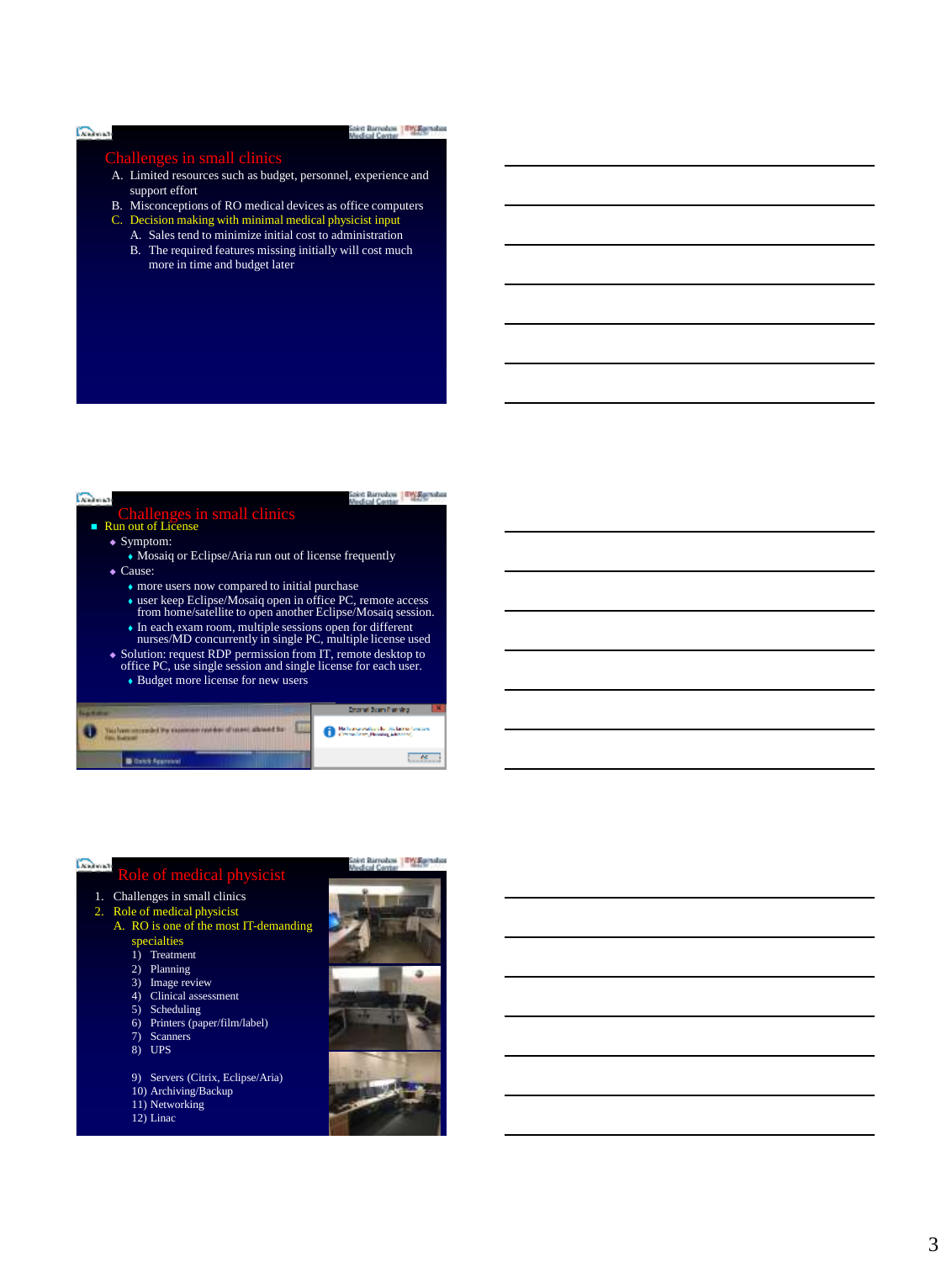## Challenges in small clinics

A. Limited resources such as budget, personnel, experience and support effort
B. Misconceptions of RO medical devices as office computers
C. Decision making with minimal medical physicist input
   A. Sales tend to minimize initial cost to administration
   B. The required features missing initially will cost much more in time and budget later

## Challenges in small clinics

- Run out of License
  - Symptom:
    - Mosaiq or Eclipse/Aria run out of license frequently
  - Cause:
    - more users now compared to initial purchase
    - user keep Eclipse/Mosaiq open in office PC, remote access from home/satellite to open another Eclipse/Mosaiq session.
    - In each exam room, multiple sessions open for different nurses/MD concurrently in single PC, multiple license used
  - Solution: request RDP permission from IT, remote desktop to office PC, use single session and single license for each user.
    - Budget more license for new users

## Role of medical physicist

1. Challenges in small clinics
2. Role of medical physicist
   A. RO is one of the most IT-demanding specialties
      1) Treatment
      2) Planning
      3) Image review
      4) Clinical assessment
      5) Scheduling
      6) Printers (paper/film/label)
      7) Scanners
      8) UPS
      9) Servers (Citrix, Eclipse/Aria)
      10) Archiving/Backup
      11) Networking
      12) Linac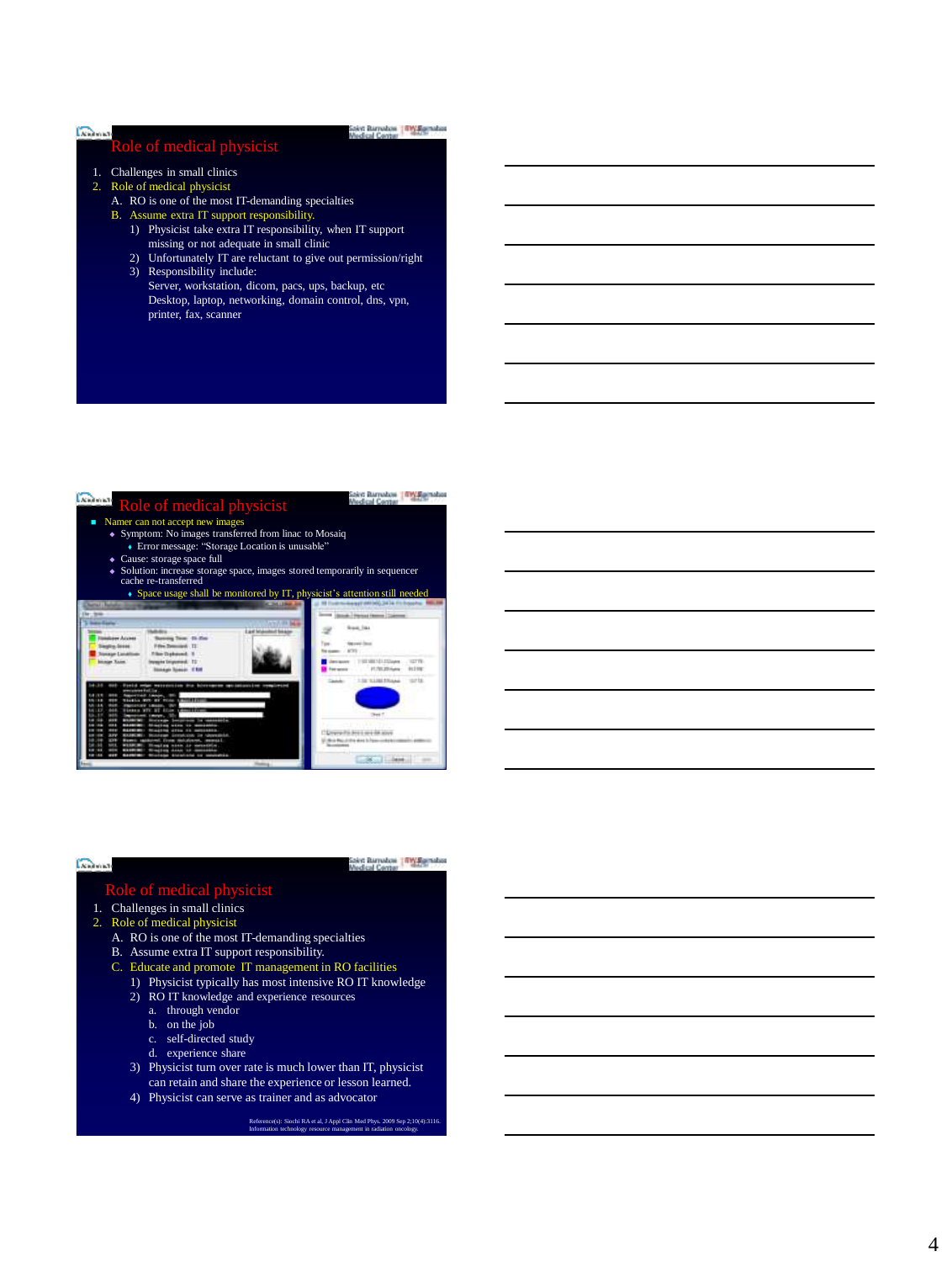## Role of medical physicist

1. Challenges in small clinics
2. Role of medical physicist
   - A. RO is one of the most IT-demanding specialties
   - B. Assume extra IT support responsibility.
     1) Physicist take extra IT responsibility, when IT support missing or not adequate in small clinic
     2) Unfortunately IT are reluctant to give out permission/right
     3) Responsibility include:
        Server, workstation, dicom, pacs, ups, backup, etc
        Desktop, laptop, networking, domain control, dns, vpn, printer, fax, scanner

## Role of medical physicist

- Namer can not accept new images
  - Symptom: No images transferred from linac to Mosaiq
    - Error message: "Storage Location is unusable"
  - Cause: storage space full
  - Solution: increase storage space, images stored temporarily in sequencer cache re-transferred
    - Space usage shall be monitored by IT, physicist's attention still needed

## Role of medical physicist

1. Challenges in small clinics
2. Role of medical physicist
   - A. RO is one of the most IT-demanding specialties
   - B. Assume extra IT support responsibility.
   - C. Educate and promote IT management in RO facilities
     1) Physicist typically has most intensive RO IT knowledge
     2) RO IT knowledge and experience resources
        - a. through vendor
        - b. on the job
        - c. self-directed study
        - d. experience share
     3) Physicist turn over rate is much lower than IT, physicist can retain and share the experience or lesson learned.
     4) Physicist can serve as trainer and as advocator

Reference(s): Siochi RA et al, J Appl Clin Med Phys. 2009 Sep 2;10(4):3116. Information technology resource management in radiation oncology.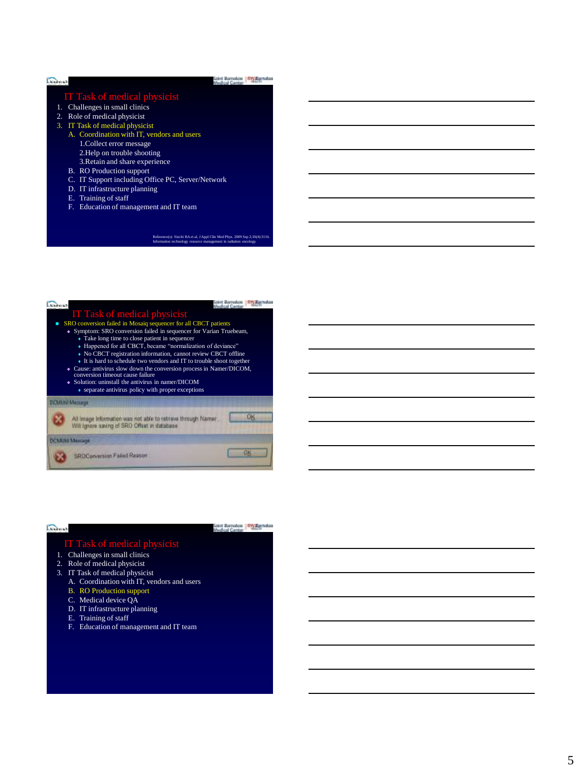## IT Task of medical physicist

1. Challenges in small clinics
2. Role of medical physicist
3. IT Task of medical physicist
   - A. Coordination with IT, vendors and users
     1. Collect error message
     2. Help on trouble shooting
     3. Retain and share experience
   - B. RO Production support
   - C. IT Support including Office PC, Server/Network
   - D. IT infrastructure planning
   - E. Training of staff
   - F. Education of management and IT team

Reference(s): Siochi RA et al, J Appl Clin Med Phys. 2009 Sep 2;10(4):3116. Information technology resource management in radiation oncology.

---

## IT Task of medical physicist

- SRO conversion failed in Mosaiq sequencer for all CBCT patients
  - Symptom: SRO conversion failed in sequencer for Varian Truebeam,
    - Take long time to close patient in sequencer
    - Happened for all CBCT, became "normalization of deviance"
    - No CBCT registration information, cannot review CBCT offline
    - It is hard to schedule two vendors and IT to trouble shoot together
  - Cause: antivirus slow down the conversion process in Namer/DICOM, conversion timeout cause failure
  - Solution: uninstall the antivirus in namer/DICOM
    - separate antivirus policy with proper exceptions

DCMUtil Message

All image information was not able to retrieve through Namer. Will ignore saving of SRO Offset in database

OK

DCMUtil Message

SROConversion Failed Reason

OK

---

## IT Task of medical physicist

1. Challenges in small clinics
2. Role of medical physicist
3. IT Task of medical physicist
   - A. Coordination with IT, vendors and users
   - B. RO Production support
   - C. Medical device QA
   - D. IT infrastructure planning
   - E. Training of staff
   - F. Education of management and IT team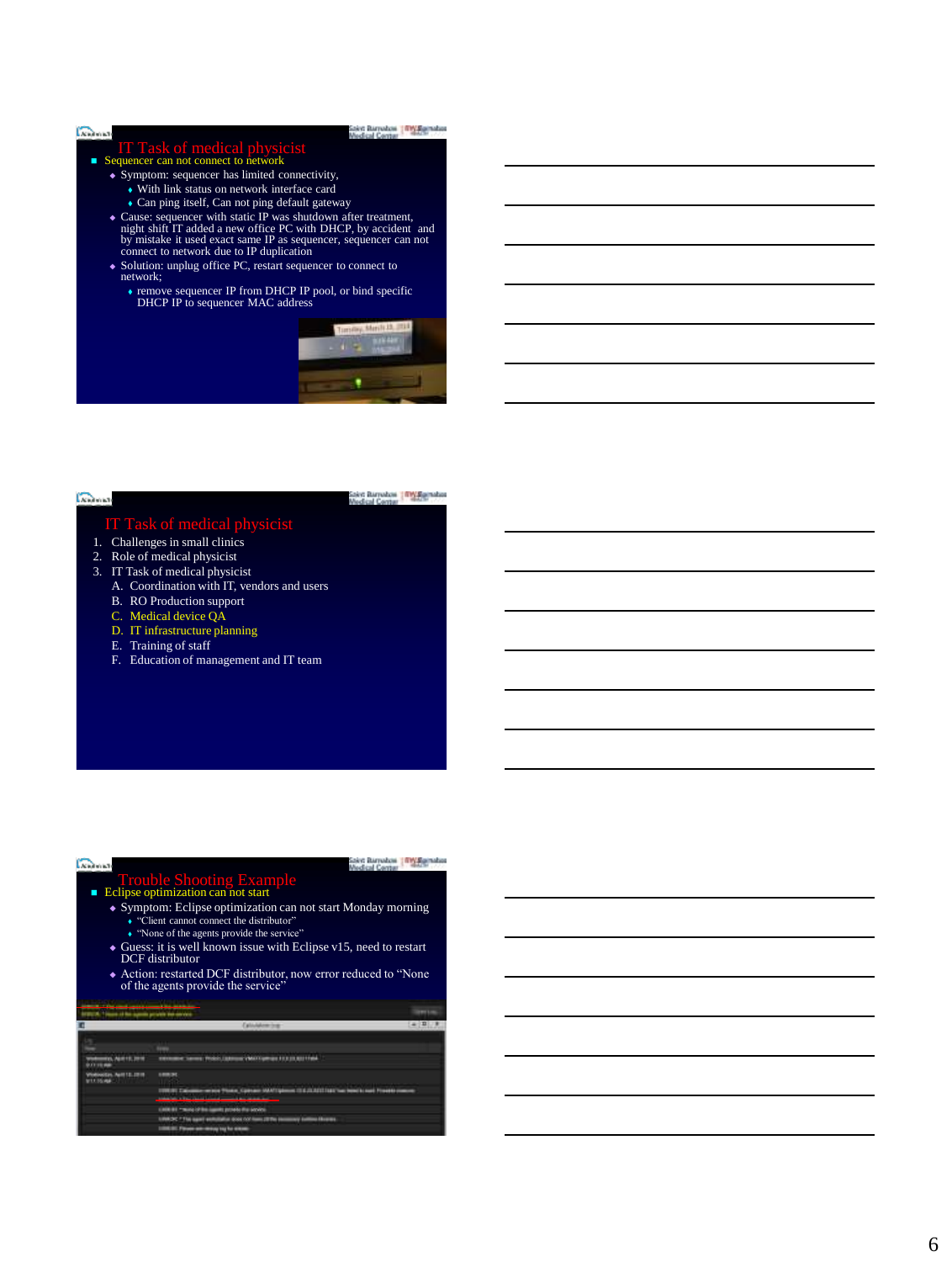## IT Task of medical physicist

- Sequencer can not connect to network
  - Symptom: sequencer has limited connectivity,
    - With link status on network interface card
    - Can ping itself, Can not ping default gateway
  - Cause: sequencer with static IP was shutdown after treatment, night shift IT added a new office PC with DHCP, by accident and by mistake it used exact same IP as sequencer, sequencer can not connect to network due to IP duplication
  - Solution: unplug office PC, restart sequencer to connect to network;
    - remove sequencer IP from DHCP IP pool, or bind specific DHCP IP to sequencer MAC address

## IT Task of medical physicist

1. Challenges in small clinics
2. Role of medical physicist
3. IT Task of medical physicist
   - A. Coordination with IT, vendors and users
   - B. RO Production support
   - C. Medical device QA
   - D. IT infrastructure planning
   - E. Training of staff
   - F. Education of management and IT team

## Trouble Shooting Example

- Eclipse optimization can not start
  - Symptom: Eclipse optimization can not start Monday morning
    - "Client cannot connect the distributor"
    - "None of the agents provide the service"
  - Guess: it is well known issue with Eclipse v15, need to restart DCF distributor
  - Action: restarted DCF distributor, now error reduced to "None of the agents provide the service"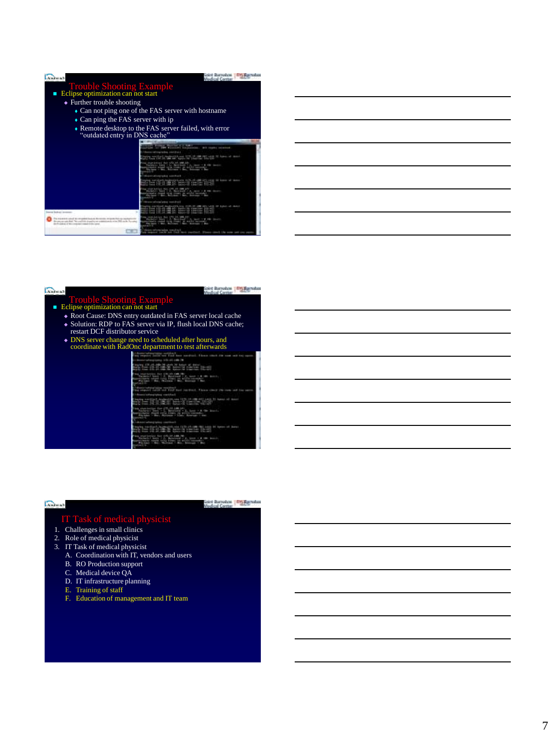## Trouble Shooting Example

- Eclipse optimization can not start
  - Further trouble shooting
    - Can not ping one of the FAS server with hostname
    - Can ping the FAS server with ip
    - Remote desktop to the FAS server failed, with error "outdated entry in DNS cache"

## Trouble Shooting Example

- Eclipse optimization can not start
  - Root Cause: DNS entry outdated in FAS server local cache
  - Solution: RDP to FAS server via IP, flush local DNS cache; restart DCF distributor service
  - DNS server change need to scheduled after hours, and coordinate with RadOnc department to test afterwards

## IT Task of medical physicist

1. Challenges in small clinics
2. Role of medical physicist
3. IT Task of medical physicist
   A. Coordination with IT, vendors and users
   B. RO Production support
   C. Medical device QA
   D. IT infrastructure planning
   E. Training of staff
   F. Education of management and IT team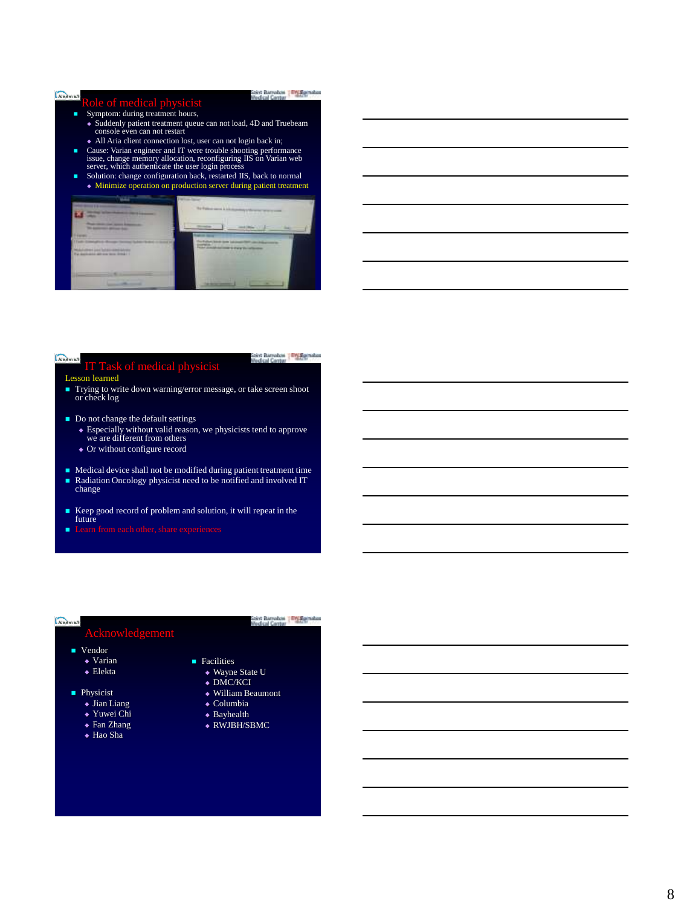## Role of medical physicist

- Symptom: during treatment hours,
  - Suddenly patient treatment queue can not load, 4D and Truebeam console even can not restart
  - All Aria client connection lost, user can not login back in;
- Cause: Varian engineer and IT were trouble shooting performance issue, change memory allocation, reconfiguring IIS on Varian web server, which authenticate the user login process
- Solution: change configuration back, restarted IIS, back to normal
  - Minimize operation on production server during patient treatment

## IT Task of medical physicist

Lesson learned

- Trying to write down warning/error message, or take screen shoot or check log
- Do not change the default settings
  - Especially without valid reason, we physicists tend to approve we are different from others
  - Or without configure record
- Medical device shall not be modified during patient treatment time
- Radiation Oncology physicist need to be notified and involved IT change
- Keep good record of problem and solution, it will repeat in the future
- Learn from each other, share experiences

## Acknowledgement

- Vendor
  - Varian
  - Elekta
- Physicist
  - Jian Liang
  - Yuwei Chi
  - Fan Zhang
  - Hao Sha
- Facilities
  - Wayne State U
  - DMC/KCI
  - William Beaumont
  - Columbia
  - Bayhealth
  - RWJBH/SBMC